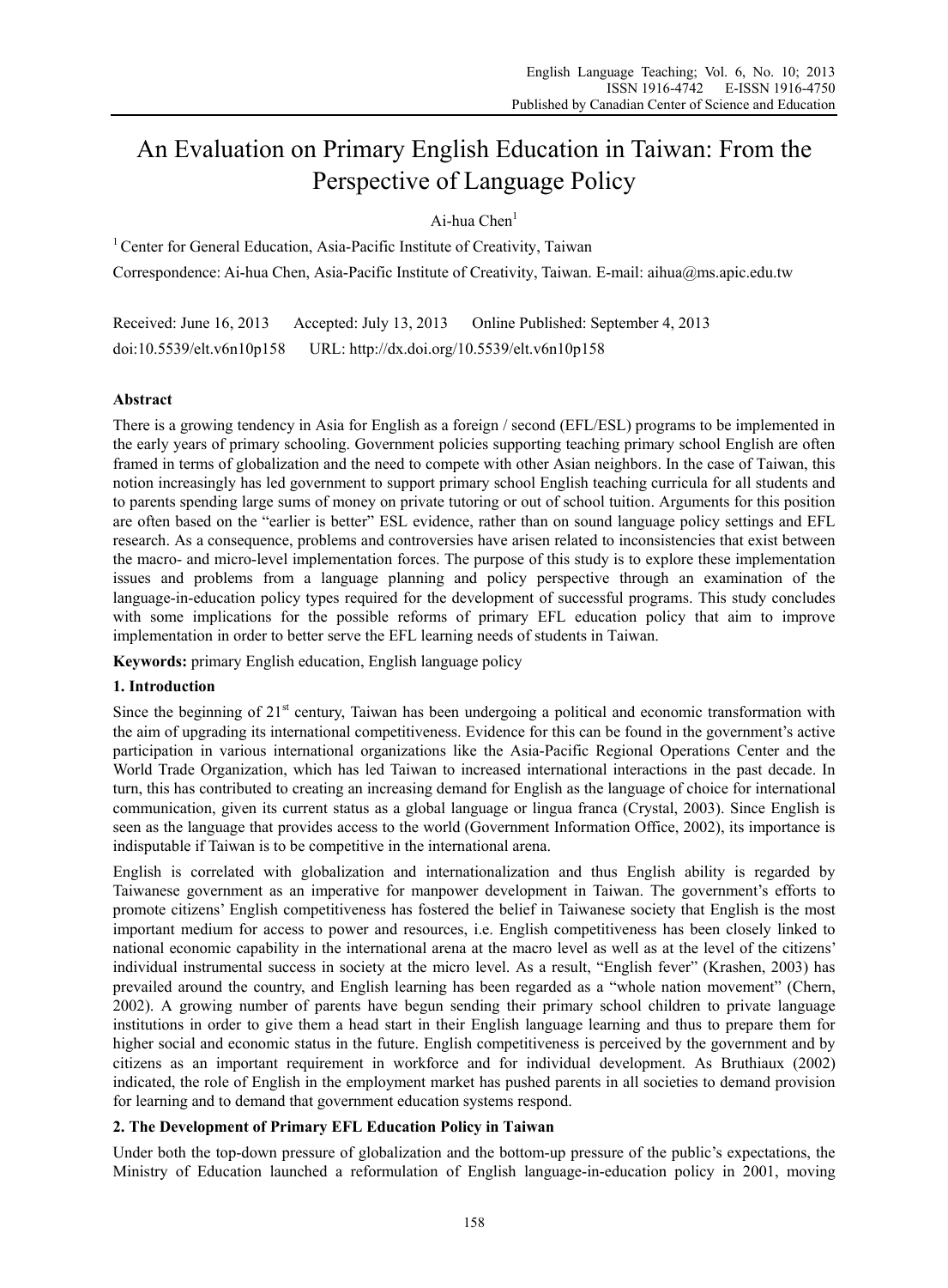# An Evaluation on Primary English Education in Taiwan: From the Perspective of Language Policy

Ai-hua Chen[1]

[1] Center for General Education, Asia-Pacific Institute of Creativity, Taiwan

Correspondence: Ai-hua Chen, Asia-Pacific Institute of Creativity, Taiwan. E-mail: aihua@ms.apic.edu.tw

Received: June 16, 2013 Accepted: July 13, 2013 Online Published: September 4, 2013

doi:10.5539/elt.v6n10p158 URL: http://dx.doi.org/10.5539/elt.v6n10p158

## Abstract

There is a growing tendency in Asia for English as a foreign / second (EFL/ESL) programs to be implemented in the early years of primary schooling. Government policies supporting teaching primary school English are often framed in terms of globalization and the need to compete with other Asian neighbors. In the case of Taiwan, this notion increasingly has led government to support primary school English teaching curricula for all students and to parents spending large sums of money on private tutoring or out of school tuition. Arguments for this position are often based on the "earlier is better" ESL evidence, rather than on sound language policy settings and EFL research. As a consequence, problems and controversies have arisen related to inconsistencies that exist between the macro- and micro-level implementation forces. The purpose of this study is to explore these implementation issues and problems from a language planning and policy perspective through an examination of the language-in-education policy types required for the development of successful programs. This study concludes with some implications for the possible reforms of primary EFL education policy that aim to improve implementation in order to better serve the EFL learning needs of students in Taiwan.

**Keywords:** primary English education, English language policy

## 1. Introduction

Since the beginning of 21st century, Taiwan has been undergoing a political and economic transformation with the aim of upgrading its international competitiveness. Evidence for this can be found in the government's active participation in various international organizations like the Asia-Pacific Regional Operations Center and the World Trade Organization, which has led Taiwan to increased international interactions in the past decade. In turn, this has contributed to creating an increasing demand for English as the language of choice for international communication, given its current status as a global language or lingua franca (Crystal, 2003). Since English is seen as the language that provides access to the world (Government Information Office, 2002), its importance is indisputable if Taiwan is to be competitive in the international arena.

English is correlated with globalization and internationalization and thus English ability is regarded by Taiwanese government as an imperative for manpower development in Taiwan. The government's efforts to promote citizens' English competitiveness has fostered the belief in Taiwanese society that English is the most important medium for access to power and resources, i.e. English competitiveness has been closely linked to national economic capability in the international arena at the macro level as well as at the level of the citizens' individual instrumental success in society at the micro level. As a result, "English fever" (Krashen, 2003) has prevailed around the country, and English learning has been regarded as a "whole nation movement" (Chern, 2002). A growing number of parents have begun sending their primary school children to private language institutions in order to give them a head start in their English language learning and thus to prepare them for higher social and economic status in the future. English competitiveness is perceived by the government and by citizens as an important requirement in workforce and for individual development. As Bruthiaux (2002) indicated, the role of English in the employment market has pushed parents in all societies to demand provision for learning and to demand that government education systems respond.

## 2. The Development of Primary EFL Education Policy in Taiwan

Under both the top-down pressure of globalization and the bottom-up pressure of the public's expectations, the Ministry of Education launched a reformulation of English language-in-education policy in 2001, moving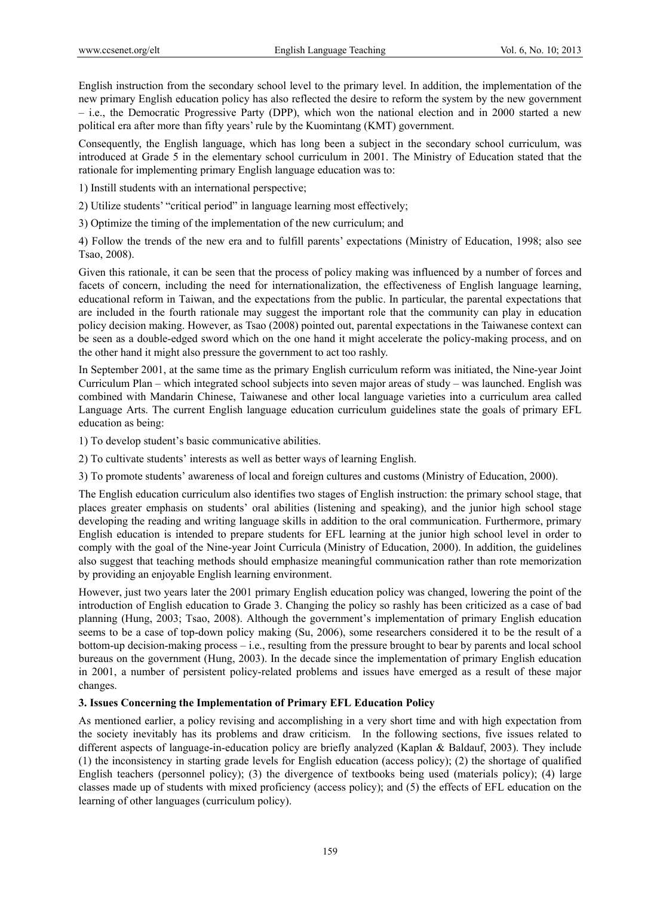English instruction from the secondary school level to the primary level. In addition, the implementation of the new primary English education policy has also reflected the desire to reform the system by the new government – i.e., the Democratic Progressive Party (DPP), which won the national election and in 2000 started a new political era after more than fifty years' rule by the Kuomintang (KMT) government.

Consequently, the English language, which has long been a subject in the secondary school curriculum, was introduced at Grade 5 in the elementary school curriculum in 2001. The Ministry of Education stated that the rationale for implementing primary English language education was to:

1) Instill students with an international perspective;

2) Utilize students' "critical period" in language learning most effectively;

3) Optimize the timing of the implementation of the new curriculum; and

4) Follow the trends of the new era and to fulfill parents' expectations (Ministry of Education, 1998; also see Tsao, 2008).

Given this rationale, it can be seen that the process of policy making was influenced by a number of forces and facets of concern, including the need for internationalization, the effectiveness of English language learning, educational reform in Taiwan, and the expectations from the public. In particular, the parental expectations that are included in the fourth rationale may suggest the important role that the community can play in education policy decision making. However, as Tsao (2008) pointed out, parental expectations in the Taiwanese context can be seen as a double-edged sword which on the one hand it might accelerate the policy-making process, and on the other hand it might also pressure the government to act too rashly.

In September 2001, at the same time as the primary English curriculum reform was initiated, the Nine-year Joint Curriculum Plan – which integrated school subjects into seven major areas of study – was launched. English was combined with Mandarin Chinese, Taiwanese and other local language varieties into a curriculum area called Language Arts. The current English language education curriculum guidelines state the goals of primary EFL education as being:

1) To develop student's basic communicative abilities.

2) To cultivate students' interests as well as better ways of learning English.

3) To promote students' awareness of local and foreign cultures and customs (Ministry of Education, 2000).

The English education curriculum also identifies two stages of English instruction: the primary school stage, that places greater emphasis on students' oral abilities (listening and speaking), and the junior high school stage developing the reading and writing language skills in addition to the oral communication. Furthermore, primary English education is intended to prepare students for EFL learning at the junior high school level in order to comply with the goal of the Nine-year Joint Curricula (Ministry of Education, 2000). In addition, the guidelines also suggest that teaching methods should emphasize meaningful communication rather than rote memorization by providing an enjoyable English learning environment.

However, just two years later the 2001 primary English education policy was changed, lowering the point of the introduction of English education to Grade 3. Changing the policy so rashly has been criticized as a case of bad planning (Hung, 2003; Tsao, 2008). Although the government's implementation of primary English education seems to be a case of top-down policy making (Su, 2006), some researchers considered it to be the result of a bottom-up decision-making process – i.e., resulting from the pressure brought to bear by parents and local school bureaus on the government (Hung, 2003). In the decade since the implementation of primary English education in 2001, a number of persistent policy-related problems and issues have emerged as a result of these major changes.

## 3. Issues Concerning the Implementation of Primary EFL Education Policy

As mentioned earlier, a policy revising and accomplishing in a very short time and with high expectation from the society inevitably has its problems and draw criticism. In the following sections, five issues related to different aspects of language-in-education policy are briefly analyzed (Kaplan & Baldauf, 2003). They include (1) the inconsistency in starting grade levels for English education (access policy); (2) the shortage of qualified English teachers (personnel policy); (3) the divergence of textbooks being used (materials policy); (4) large classes made up of students with mixed proficiency (access policy); and (5) the effects of EFL education on the learning of other languages (curriculum policy).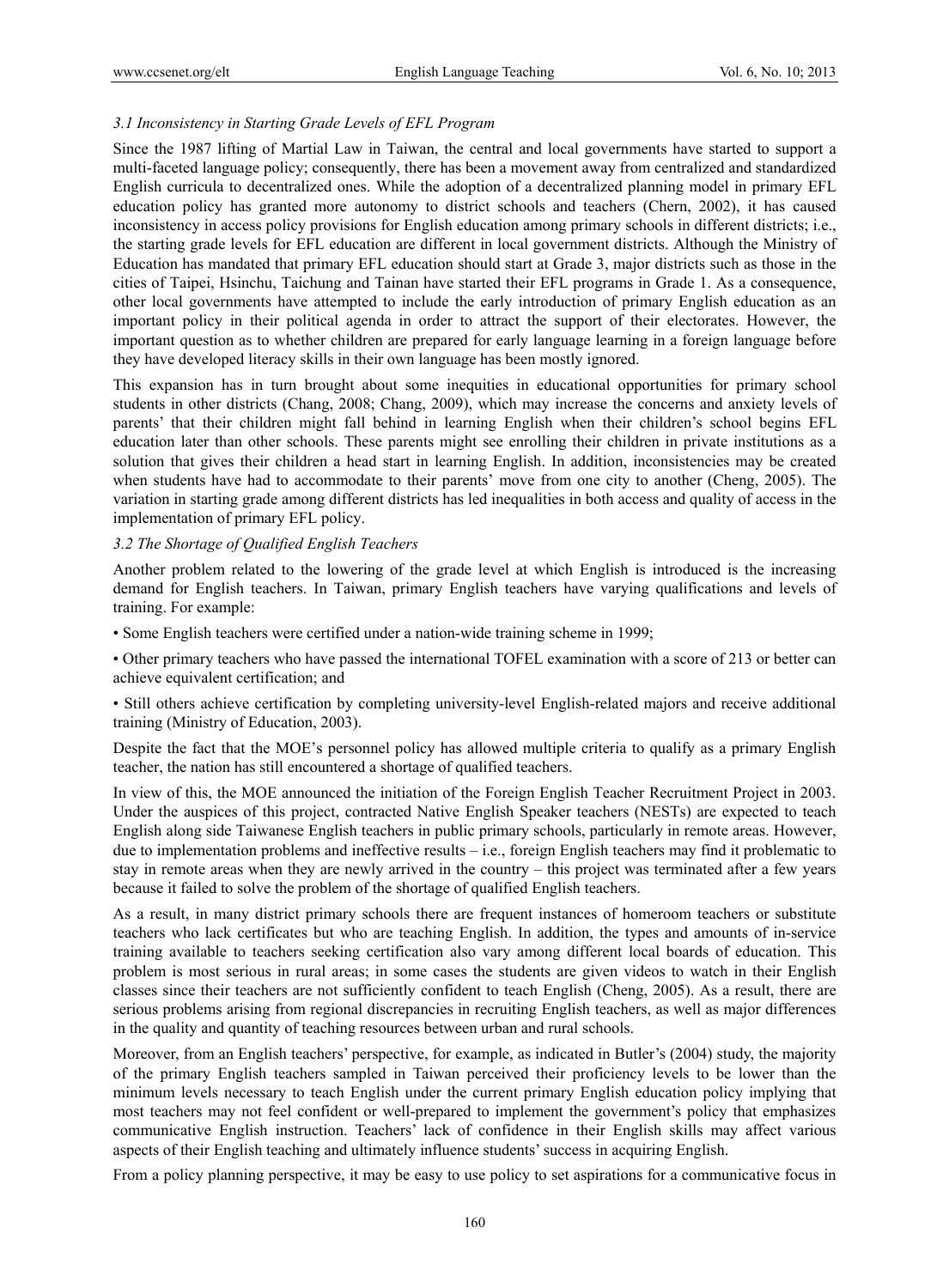### *3.1 Inconsistency in Starting Grade Levels of EFL Program*

Since the 1987 lifting of Martial Law in Taiwan, the central and local governments have started to support a multi-faceted language policy; consequently, there has been a movement away from centralized and standardized English curricula to decentralized ones. While the adoption of a decentralized planning model in primary EFL education policy has granted more autonomy to district schools and teachers (Chern, 2002), it has caused inconsistency in access policy provisions for English education among primary schools in different districts; i.e., the starting grade levels for EFL education are different in local government districts. Although the Ministry of Education has mandated that primary EFL education should start at Grade 3, major districts such as those in the cities of Taipei, Hsinchu, Taichung and Tainan have started their EFL programs in Grade 1. As a consequence, other local governments have attempted to include the early introduction of primary English education as an important policy in their political agenda in order to attract the support of their electorates. However, the important question as to whether children are prepared for early language learning in a foreign language before they have developed literacy skills in their own language has been mostly ignored.

This expansion has in turn brought about some inequities in educational opportunities for primary school students in other districts (Chang, 2008; Chang, 2009), which may increase the concerns and anxiety levels of parents' that their children might fall behind in learning English when their children's school begins EFL education later than other schools. These parents might see enrolling their children in private institutions as a solution that gives their children a head start in learning English. In addition, inconsistencies may be created when students have had to accommodate to their parents' move from one city to another (Cheng, 2005). The variation in starting grade among different districts has led inequalities in both access and quality of access in the implementation of primary EFL policy.

### *3.2 The Shortage of Qualified English Teachers*

Another problem related to the lowering of the grade level at which English is introduced is the increasing demand for English teachers. In Taiwan, primary English teachers have varying qualifications and levels of training. For example:

- Some English teachers were certified under a nation-wide training scheme in 1999;
- Other primary teachers who have passed the international TOFEL examination with a score of 213 or better can achieve equivalent certification; and
- Still others achieve certification by completing university-level English-related majors and receive additional training (Ministry of Education, 2003).

Despite the fact that the MOE's personnel policy has allowed multiple criteria to qualify as a primary English teacher, the nation has still encountered a shortage of qualified teachers.

In view of this, the MOE announced the initiation of the Foreign English Teacher Recruitment Project in 2003. Under the auspices of this project, contracted Native English Speaker teachers (NESTs) are expected to teach English along side Taiwanese English teachers in public primary schools, particularly in remote areas. However, due to implementation problems and ineffective results – i.e., foreign English teachers may find it problematic to stay in remote areas when they are newly arrived in the country – this project was terminated after a few years because it failed to solve the problem of the shortage of qualified English teachers.

As a result, in many district primary schools there are frequent instances of homeroom teachers or substitute teachers who lack certificates but who are teaching English. In addition, the types and amounts of in-service training available to teachers seeking certification also vary among different local boards of education. This problem is most serious in rural areas; in some cases the students are given videos to watch in their English classes since their teachers are not sufficiently confident to teach English (Cheng, 2005). As a result, there are serious problems arising from regional discrepancies in recruiting English teachers, as well as major differences in the quality and quantity of teaching resources between urban and rural schools.

Moreover, from an English teachers' perspective, for example, as indicated in Butler's (2004) study, the majority of the primary English teachers sampled in Taiwan perceived their proficiency levels to be lower than the minimum levels necessary to teach English under the current primary English education policy implying that most teachers may not feel confident or well-prepared to implement the government's policy that emphasizes communicative English instruction. Teachers' lack of confidence in their English skills may affect various aspects of their English teaching and ultimately influence students' success in acquiring English.

From a policy planning perspective, it may be easy to use policy to set aspirations for a communicative focus in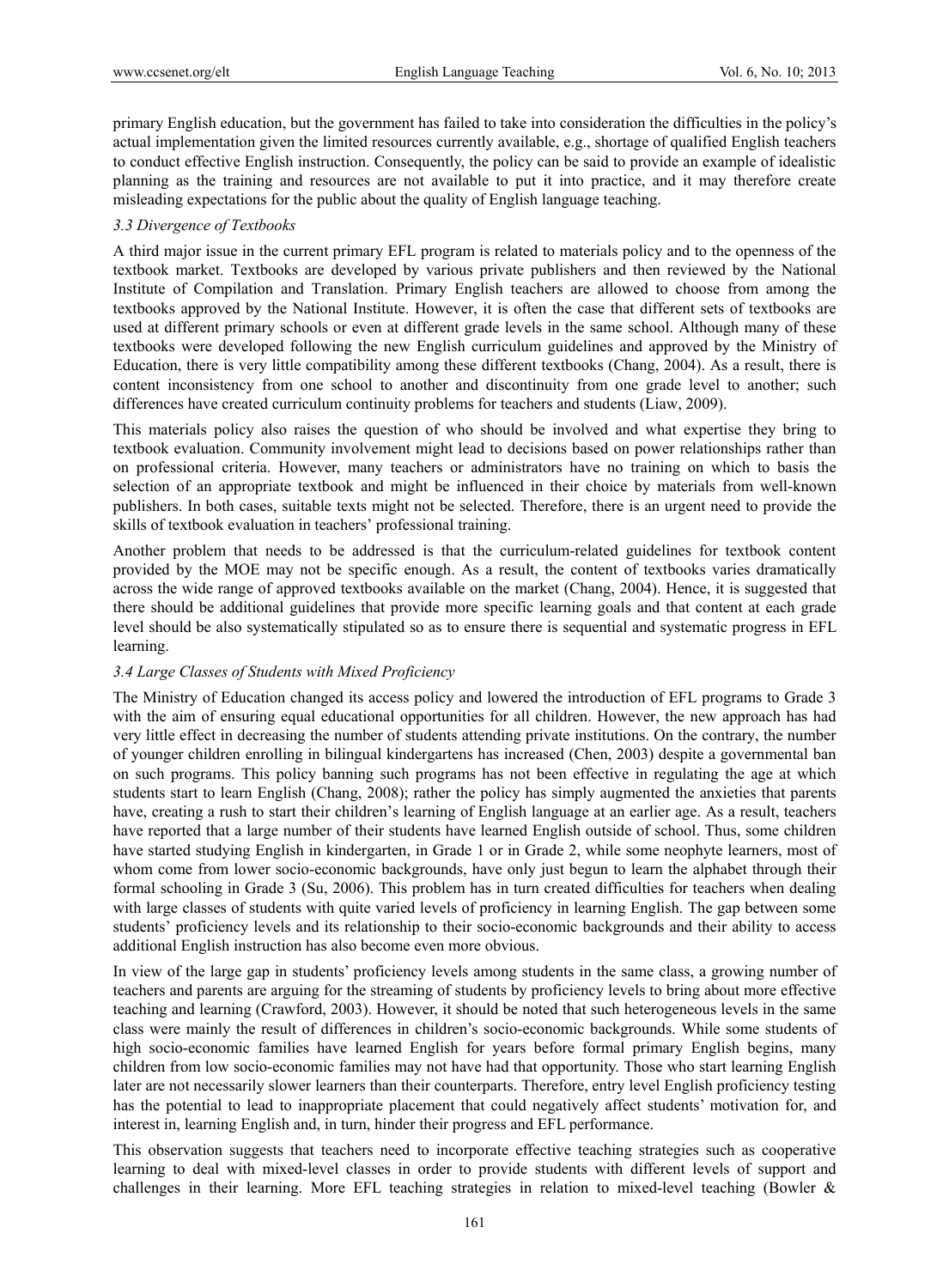primary English education, but the government has failed to take into consideration the difficulties in the policy's actual implementation given the limited resources currently available, e.g., shortage of qualified English teachers to conduct effective English instruction. Consequently, the policy can be said to provide an example of idealistic planning as the training and resources are not available to put it into practice, and it may therefore create misleading expectations for the public about the quality of English language teaching.

### *3.3 Divergence of Textbooks*

A third major issue in the current primary EFL program is related to materials policy and to the openness of the textbook market. Textbooks are developed by various private publishers and then reviewed by the National Institute of Compilation and Translation. Primary English teachers are allowed to choose from among the textbooks approved by the National Institute. However, it is often the case that different sets of textbooks are used at different primary schools or even at different grade levels in the same school. Although many of these textbooks were developed following the new English curriculum guidelines and approved by the Ministry of Education, there is very little compatibility among these different textbooks (Chang, 2004). As a result, there is content inconsistency from one school to another and discontinuity from one grade level to another; such differences have created curriculum continuity problems for teachers and students (Liaw, 2009).

This materials policy also raises the question of who should be involved and what expertise they bring to textbook evaluation. Community involvement might lead to decisions based on power relationships rather than on professional criteria. However, many teachers or administrators have no training on which to basis the selection of an appropriate textbook and might be influenced in their choice by materials from well-known publishers. In both cases, suitable texts might not be selected. Therefore, there is an urgent need to provide the skills of textbook evaluation in teachers' professional training.

Another problem that needs to be addressed is that the curriculum-related guidelines for textbook content provided by the MOE may not be specific enough. As a result, the content of textbooks varies dramatically across the wide range of approved textbooks available on the market (Chang, 2004). Hence, it is suggested that there should be additional guidelines that provide more specific learning goals and that content at each grade level should be also systematically stipulated so as to ensure there is sequential and systematic progress in EFL learning.

### *3.4 Large Classes of Students with Mixed Proficiency*

The Ministry of Education changed its access policy and lowered the introduction of EFL programs to Grade 3 with the aim of ensuring equal educational opportunities for all children. However, the new approach has had very little effect in decreasing the number of students attending private institutions. On the contrary, the number of younger children enrolling in bilingual kindergartens has increased (Chen, 2003) despite a governmental ban on such programs. This policy banning such programs has not been effective in regulating the age at which students start to learn English (Chang, 2008); rather the policy has simply augmented the anxieties that parents have, creating a rush to start their children's learning of English language at an earlier age. As a result, teachers have reported that a large number of their students have learned English outside of school. Thus, some children have started studying English in kindergarten, in Grade 1 or in Grade 2, while some neophyte learners, most of whom come from lower socio-economic backgrounds, have only just begun to learn the alphabet through their formal schooling in Grade 3 (Su, 2006). This problem has in turn created difficulties for teachers when dealing with large classes of students with quite varied levels of proficiency in learning English. The gap between some students' proficiency levels and its relationship to their socio-economic backgrounds and their ability to access additional English instruction has also become even more obvious.

In view of the large gap in students' proficiency levels among students in the same class, a growing number of teachers and parents are arguing for the streaming of students by proficiency levels to bring about more effective teaching and learning (Crawford, 2003). However, it should be noted that such heterogeneous levels in the same class were mainly the result of differences in children's socio-economic backgrounds. While some students of high socio-economic families have learned English for years before formal primary English begins, many children from low socio-economic families may not have had that opportunity. Those who start learning English later are not necessarily slower learners than their counterparts. Therefore, entry level English proficiency testing has the potential to lead to inappropriate placement that could negatively affect students' motivation for, and interest in, learning English and, in turn, hinder their progress and EFL performance.

This observation suggests that teachers need to incorporate effective teaching strategies such as cooperative learning to deal with mixed-level classes in order to provide students with different levels of support and challenges in their learning. More EFL teaching strategies in relation to mixed-level teaching (Bowler &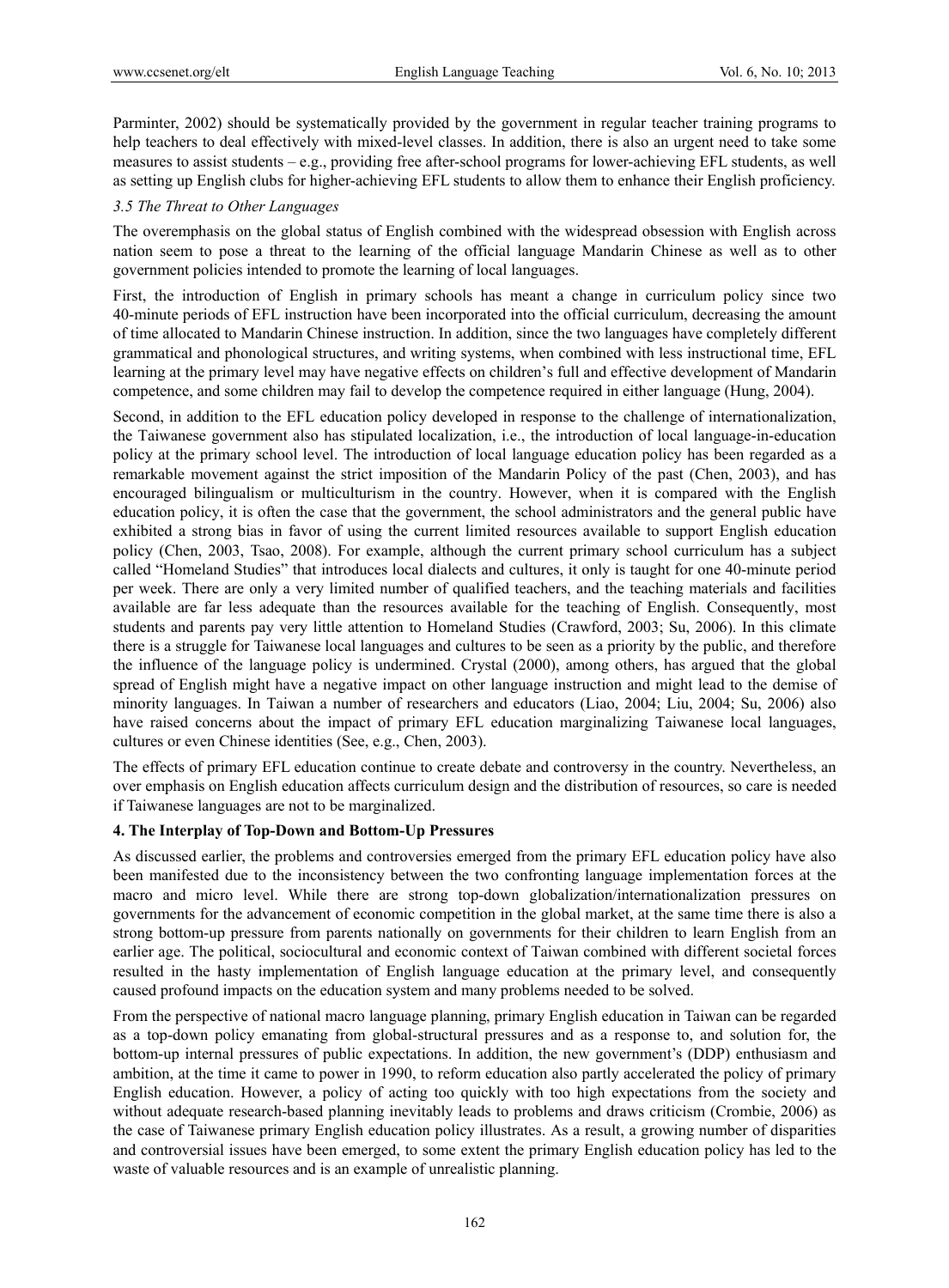Parminter, 2002) should be systematically provided by the government in regular teacher training programs to help teachers to deal effectively with mixed-level classes. In addition, there is also an urgent need to take some measures to assist students – e.g., providing free after-school programs for lower-achieving EFL students, as well as setting up English clubs for higher-achieving EFL students to allow them to enhance their English proficiency.

### *3.5 The Threat to Other Languages*

The overemphasis on the global status of English combined with the widespread obsession with English across nation seem to pose a threat to the learning of the official language Mandarin Chinese as well as to other government policies intended to promote the learning of local languages.

First, the introduction of English in primary schools has meant a change in curriculum policy since two 40-minute periods of EFL instruction have been incorporated into the official curriculum, decreasing the amount of time allocated to Mandarin Chinese instruction. In addition, since the two languages have completely different grammatical and phonological structures, and writing systems, when combined with less instructional time, EFL learning at the primary level may have negative effects on children's full and effective development of Mandarin competence, and some children may fail to develop the competence required in either language (Hung, 2004).

Second, in addition to the EFL education policy developed in response to the challenge of internationalization, the Taiwanese government also has stipulated localization, i.e., the introduction of local language-in-education policy at the primary school level. The introduction of local language education policy has been regarded as a remarkable movement against the strict imposition of the Mandarin Policy of the past (Chen, 2003), and has encouraged bilingualism or multiculturism in the country. However, when it is compared with the English education policy, it is often the case that the government, the school administrators and the general public have exhibited a strong bias in favor of using the current limited resources available to support English education policy (Chen, 2003, Tsao, 2008). For example, although the current primary school curriculum has a subject called "Homeland Studies" that introduces local dialects and cultures, it only is taught for one 40-minute period per week. There are only a very limited number of qualified teachers, and the teaching materials and facilities available are far less adequate than the resources available for the teaching of English. Consequently, most students and parents pay very little attention to Homeland Studies (Crawford, 2003; Su, 2006). In this climate there is a struggle for Taiwanese local languages and cultures to be seen as a priority by the public, and therefore the influence of the language policy is undermined. Crystal (2000), among others, has argued that the global spread of English might have a negative impact on other language instruction and might lead to the demise of minority languages. In Taiwan a number of researchers and educators (Liao, 2004; Liu, 2004; Su, 2006) also have raised concerns about the impact of primary EFL education marginalizing Taiwanese local languages, cultures or even Chinese identities (See, e.g., Chen, 2003).

The effects of primary EFL education continue to create debate and controversy in the country. Nevertheless, an over emphasis on English education affects curriculum design and the distribution of resources, so care is needed if Taiwanese languages are not to be marginalized.

## 4. The Interplay of Top-Down and Bottom-Up Pressures

As discussed earlier, the problems and controversies emerged from the primary EFL education policy have also been manifested due to the inconsistency between the two confronting language implementation forces at the macro and micro level. While there are strong top-down globalization/internationalization pressures on governments for the advancement of economic competition in the global market, at the same time there is also a strong bottom-up pressure from parents nationally on governments for their children to learn English from an earlier age. The political, sociocultural and economic context of Taiwan combined with different societal forces resulted in the hasty implementation of English language education at the primary level, and consequently caused profound impacts on the education system and many problems needed to be solved.

From the perspective of national macro language planning, primary English education in Taiwan can be regarded as a top-down policy emanating from global-structural pressures and as a response to, and solution for, the bottom-up internal pressures of public expectations. In addition, the new government's (DDP) enthusiasm and ambition, at the time it came to power in 1990, to reform education also partly accelerated the policy of primary English education. However, a policy of acting too quickly with too high expectations from the society and without adequate research-based planning inevitably leads to problems and draws criticism (Crombie, 2006) as the case of Taiwanese primary English education policy illustrates. As a result, a growing number of disparities and controversial issues have been emerged, to some extent the primary English education policy has led to the waste of valuable resources and is an example of unrealistic planning.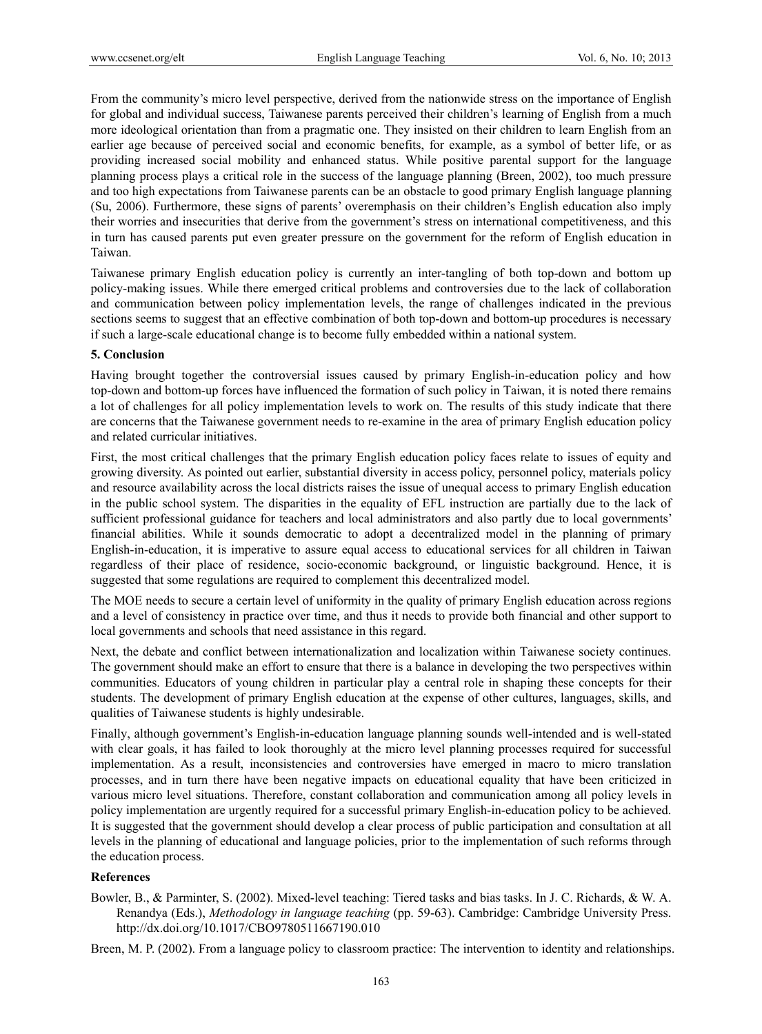From the community's micro level perspective, derived from the nationwide stress on the importance of English for global and individual success, Taiwanese parents perceived their children's learning of English from a much more ideological orientation than from a pragmatic one. They insisted on their children to learn English from an earlier age because of perceived social and economic benefits, for example, as a symbol of better life, or as providing increased social mobility and enhanced status. While positive parental support for the language planning process plays a critical role in the success of the language planning (Breen, 2002), too much pressure and too high expectations from Taiwanese parents can be an obstacle to good primary English language planning (Su, 2006). Furthermore, these signs of parents' overemphasis on their children's English education also imply their worries and insecurities that derive from the government's stress on international competitiveness, and this in turn has caused parents put even greater pressure on the government for the reform of English education in Taiwan.

Taiwanese primary English education policy is currently an inter-tangling of both top-down and bottom up policy-making issues. While there emerged critical problems and controversies due to the lack of collaboration and communication between policy implementation levels, the range of challenges indicated in the previous sections seems to suggest that an effective combination of both top-down and bottom-up procedures is necessary if such a large-scale educational change is to become fully embedded within a national system.

## 5. Conclusion

Having brought together the controversial issues caused by primary English-in-education policy and how top-down and bottom-up forces have influenced the formation of such policy in Taiwan, it is noted there remains a lot of challenges for all policy implementation levels to work on. The results of this study indicate that there are concerns that the Taiwanese government needs to re-examine in the area of primary English education policy and related curricular initiatives.

First, the most critical challenges that the primary English education policy faces relate to issues of equity and growing diversity. As pointed out earlier, substantial diversity in access policy, personnel policy, materials policy and resource availability across the local districts raises the issue of unequal access to primary English education in the public school system. The disparities in the equality of EFL instruction are partially due to the lack of sufficient professional guidance for teachers and local administrators and also partly due to local governments' financial abilities. While it sounds democratic to adopt a decentralized model in the planning of primary English-in-education, it is imperative to assure equal access to educational services for all children in Taiwan regardless of their place of residence, socio-economic background, or linguistic background. Hence, it is suggested that some regulations are required to complement this decentralized model.

The MOE needs to secure a certain level of uniformity in the quality of primary English education across regions and a level of consistency in practice over time, and thus it needs to provide both financial and other support to local governments and schools that need assistance in this regard.

Next, the debate and conflict between internationalization and localization within Taiwanese society continues. The government should make an effort to ensure that there is a balance in developing the two perspectives within communities. Educators of young children in particular play a central role in shaping these concepts for their students. The development of primary English education at the expense of other cultures, languages, skills, and qualities of Taiwanese students is highly undesirable.

Finally, although government's English-in-education language planning sounds well-intended and is well-stated with clear goals, it has failed to look thoroughly at the micro level planning processes required for successful implementation. As a result, inconsistencies and controversies have emerged in macro to micro translation processes, and in turn there have been negative impacts on educational equality that have been criticized in various micro level situations. Therefore, constant collaboration and communication among all policy levels in policy implementation are urgently required for a successful primary English-in-education policy to be achieved. It is suggested that the government should develop a clear process of public participation and consultation at all levels in the planning of educational and language policies, prior to the implementation of such reforms through the education process.

## References

Bowler, B., & Parminter, S. (2002). Mixed-level teaching: Tiered tasks and bias tasks. In J. C. Richards, & W. A. Renandya (Eds.), *Methodology in language teaching* (pp. 59-63). Cambridge: Cambridge University Press. http://dx.doi.org/10.1017/CBO9780511667190.010

Breen, M. P. (2002). From a language policy to classroom practice: The intervention to identity and relationships.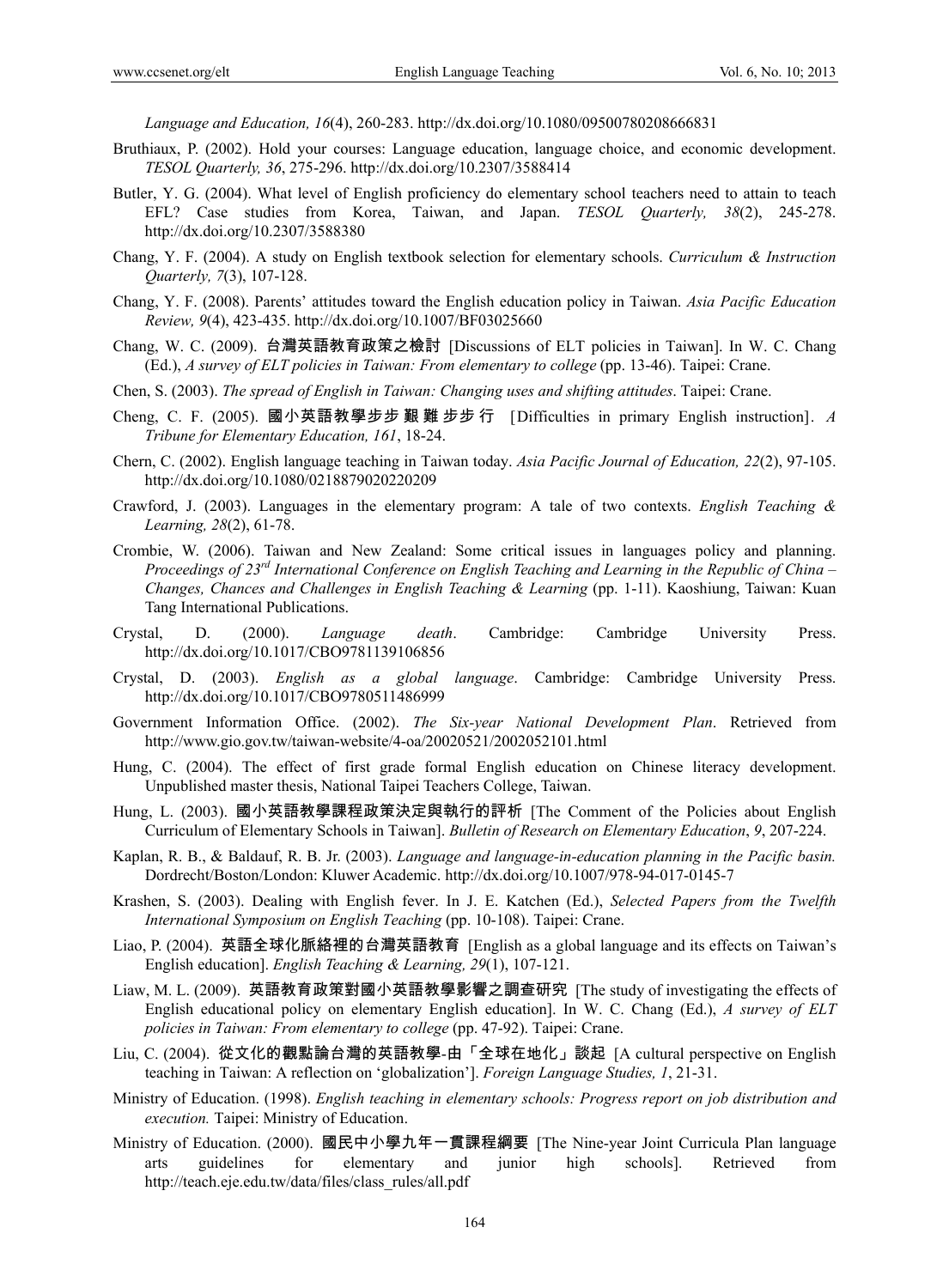*Language and Education, 16*(4), 260-283. http://dx.doi.org/10.1080/09500780208666831

Bruthiaux, P. (2002). Hold your courses: Language education, language choice, and economic development. *TESOL Quarterly, 36*, 275-296. http://dx.doi.org/10.2307/3588414

Butler, Y. G. (2004). What level of English proficiency do elementary school teachers need to attain to teach EFL? Case studies from Korea, Taiwan, and Japan. *TESOL Quarterly, 38*(2), 245-278. http://dx.doi.org/10.2307/3588380

Chang, Y. F. (2004). A study on English textbook selection for elementary schools. *Curriculum & Instruction Quarterly, 7*(3), 107-128.

Chang, Y. F. (2008). Parents' attitudes toward the English education policy in Taiwan. *Asia Pacific Education Review, 9*(4), 423-435. http://dx.doi.org/10.1007/BF03025660

Chang, W. C. (2009). **台灣英語教育政策之檢討** [Discussions of ELT policies in Taiwan]. In W. C. Chang (Ed.), *A survey of ELT policies in Taiwan: From elementary to college* (pp. 13-46). Taipei: Crane.

Chen, S. (2003). *The spread of English in Taiwan: Changing uses and shifting attitudes*. Taipei: Crane.

Cheng, C. F. (2005). **國小英語教學步步 艱 難 步步 行** ［Difficulties in primary English instruction］. *A Tribune for Elementary Education, 161*, 18-24.

Chern, C. (2002). English language teaching in Taiwan today. *Asia Pacific Journal of Education, 22*(2), 97-105. http://dx.doi.org/10.1080/0218879020220209

Crawford, J. (2003). Languages in the elementary program: A tale of two contexts. *English Teaching & Learning, 28*(2), 61-78.

Crombie, W. (2006). Taiwan and New Zealand: Some critical issues in languages policy and planning. *Proceedings of 23rd International Conference on English Teaching and Learning in the Republic of China – Changes, Chances and Challenges in English Teaching & Learning* (pp. 1-11). Kaoshiung, Taiwan: Kuan Tang International Publications.

Crystal, D. (2000). *Language death*. Cambridge: Cambridge University Press. http://dx.doi.org/10.1017/CBO9781139106856

Crystal, D. (2003). *English as a global language*. Cambridge: Cambridge University Press. http://dx.doi.org/10.1017/CBO9780511486999

Government Information Office. (2002). *The Six-year National Development Plan*. Retrieved from http://www.gio.gov.tw/taiwan-website/4-oa/20020521/2002052101.html

Hung, C. (2004). The effect of first grade formal English education on Chinese literacy development. Unpublished master thesis, National Taipei Teachers College, Taiwan.

Hung, L. (2003). **國小英語教學課程政策決定與執行的評析** [The Comment of the Policies about English Curriculum of Elementary Schools in Taiwan]. *Bulletin of Research on Elementary Education*, *9*, 207-224.

Kaplan, R. B., & Baldauf, R. B. Jr. (2003). *Language and language-in-education planning in the Pacific basin.* Dordrecht/Boston/London: Kluwer Academic. http://dx.doi.org/10.1007/978-94-017-0145-7

Krashen, S. (2003). Dealing with English fever. In J. E. Katchen (Ed.), *Selected Papers from the Twelfth International Symposium on English Teaching* (pp. 10-108). Taipei: Crane.

Liao, P. (2004). **英語全球化脈絡裡的台灣英語教育** [English as a global language and its effects on Taiwan's English education]. *English Teaching & Learning, 29*(1), 107-121.

Liaw, M. L. (2009). **英語教育政策對國小英語教學影響之調查研究** [The study of investigating the effects of English educational policy on elementary English education]. In W. C. Chang (Ed.), *A survey of ELT policies in Taiwan: From elementary to college* (pp. 47-92). Taipei: Crane.

Liu, C. (2004). **從文化的觀點論台灣的英語教學-由「全球在地化」談起** [A cultural perspective on English teaching in Taiwan: A reflection on 'globalization']. *Foreign Language Studies, 1*, 21-31.

Ministry of Education. (1998). *English teaching in elementary schools: Progress report on job distribution and execution.* Taipei: Ministry of Education.

Ministry of Education. (2000). **國民中小學九年一貫課程綱要** [The Nine-year Joint Curricula Plan language arts guidelines for elementary and junior high schools]. Retrieved from http://teach.eje.edu.tw/data/files/class_rules/all.pdf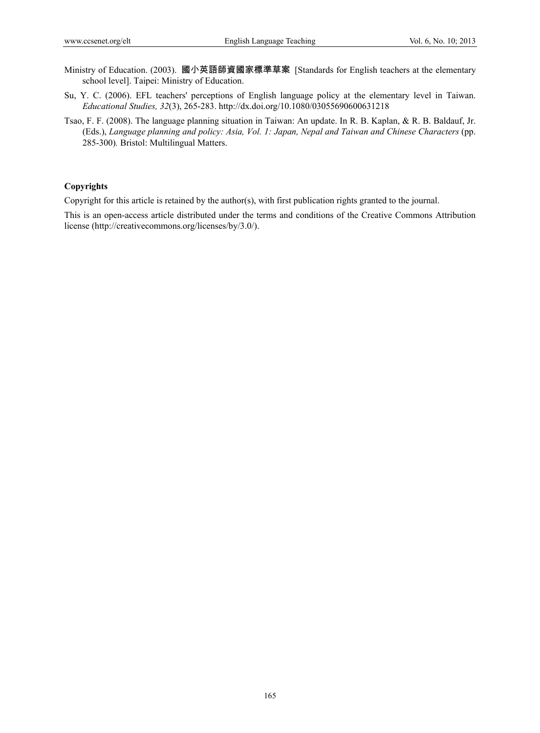Ministry of Education. (2003). 國小英語師資國家標準草案 [Standards for English teachers at the elementary school level]. Taipei: Ministry of Education.

Su, Y. C. (2006). EFL teachers' perceptions of English language policy at the elementary level in Taiwan. *Educational Studies, 32*(3), 265-283. http://dx.doi.org/10.1080/03055690600631218

Tsao, F. F. (2008). The language planning situation in Taiwan: An update. In R. B. Kaplan, & R. B. Baldauf, Jr. (Eds.), *Language planning and policy: Asia, Vol. 1: Japan, Nepal and Taiwan and Chinese Characters* (pp. 285-300). Bristol: Multilingual Matters.

**Copyrights**

Copyright for this article is retained by the author(s), with first publication rights granted to the journal.

This is an open-access article distributed under the terms and conditions of the Creative Commons Attribution license (http://creativecommons.org/licenses/by/3.0/).